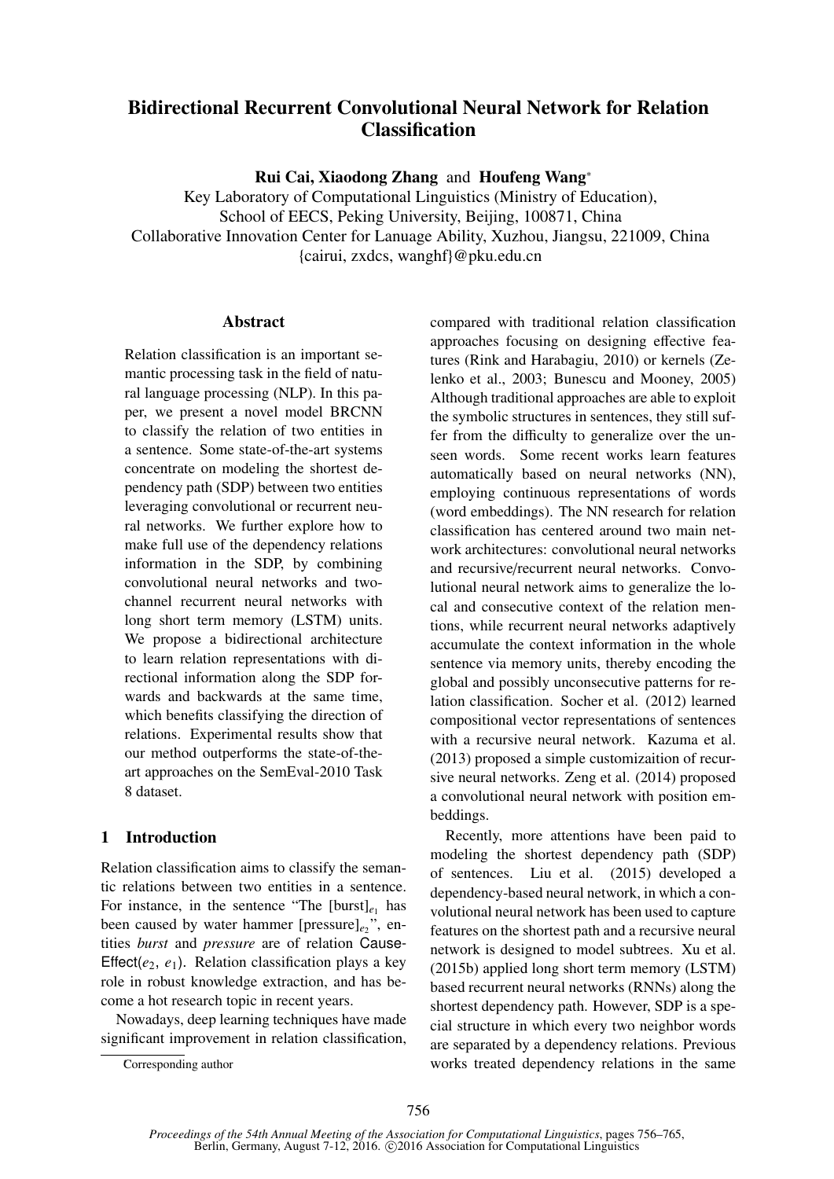# Bidirectional Recurrent Convolutional Neural Network for Relation Classification

**Rui Cai, Xiaodong Zhang** and **Houfeng Wang***

Key Laboratory of Computational Linguistics (Ministry of Education),
School of EECS, Peking University, Beijing, 100871, China
Collaborative Innovation Center for Lanuage Ability, Xuzhou, Jiangsu, 221009, China
{cairui, zxdcs, wanghf}@pku.edu.cn

## Abstract

Relation classification is an important semantic processing task in the field of natural language processing (NLP). In this paper, we present a novel model BRCNN to classify the relation of two entities in a sentence. Some state-of-the-art systems concentrate on modeling the shortest dependency path (SDP) between two entities leveraging convolutional or recurrent neural networks. We further explore how to make full use of the dependency relations information in the SDP, by combining convolutional neural networks and two-channel recurrent neural networks with long short term memory (LSTM) units. We propose a bidirectional architecture to learn relation representations with directional information along the SDP forwards and backwards at the same time, which benefits classifying the direction of relations. Experimental results show that our method outperforms the state-of-the-art approaches on the SemEval-2010 Task 8 dataset.

## 1 Introduction

Relation classification aims to classify the semantic relations between two entities in a sentence. For instance, in the sentence "The $[\text{burst}]_{e_1}$ has been caused by water hammer $[\text{pressure}]_{e_2}$", entities *burst* and *pressure* are of relation Cause-Effect($e_2$, $e_1$). Relation classification plays a key role in robust knowledge extraction, and has become a hot research topic in recent years.

Nowadays, deep learning techniques have made significant improvement in relation classification, compared with traditional relation classification approaches focusing on designing effective features (Rink and Harabagiu, 2010) or kernels (Zelenko et al., 2003; Bunescu and Mooney, 2005) Although traditional approaches are able to exploit the symbolic structures in sentences, they still suffer from the difficulty to generalize over the unseen words. Some recent works learn features automatically based on neural networks (NN), employing continuous representations of words (word embeddings). The NN research for relation classification has centered around two main network architectures: convolutional neural networks and recursive/recurrent neural networks. Convolutional neural network aims to generalize the local and consecutive context of the relation mentions, while recurrent neural networks adaptively accumulate the context information in the whole sentence via memory units, thereby encoding the global and possibly unconsecutive patterns for relation classification. Socher et al. (2012) learned compositional vector representations of sentences with a recursive neural network. Kazuma et al. (2013) proposed a simple customizaition of recursive neural networks. Zeng et al. (2014) proposed a convolutional neural network with position embeddings.

Recently, more attentions have been paid to modeling the shortest dependency path (SDP) of sentences. Liu et al. (2015) developed a dependency-based neural network, in which a convolutional neural network has been used to capture features on the shortest path and a recursive neural network is designed to model subtrees. Xu et al. (2015b) applied long short term memory (LSTM) based recurrent neural networks (RNNs) along the shortest dependency path. However, SDP is a special structure in which every two neighbor words are separated by a dependency relations. Previous works treated dependency relations in the same

*Corresponding author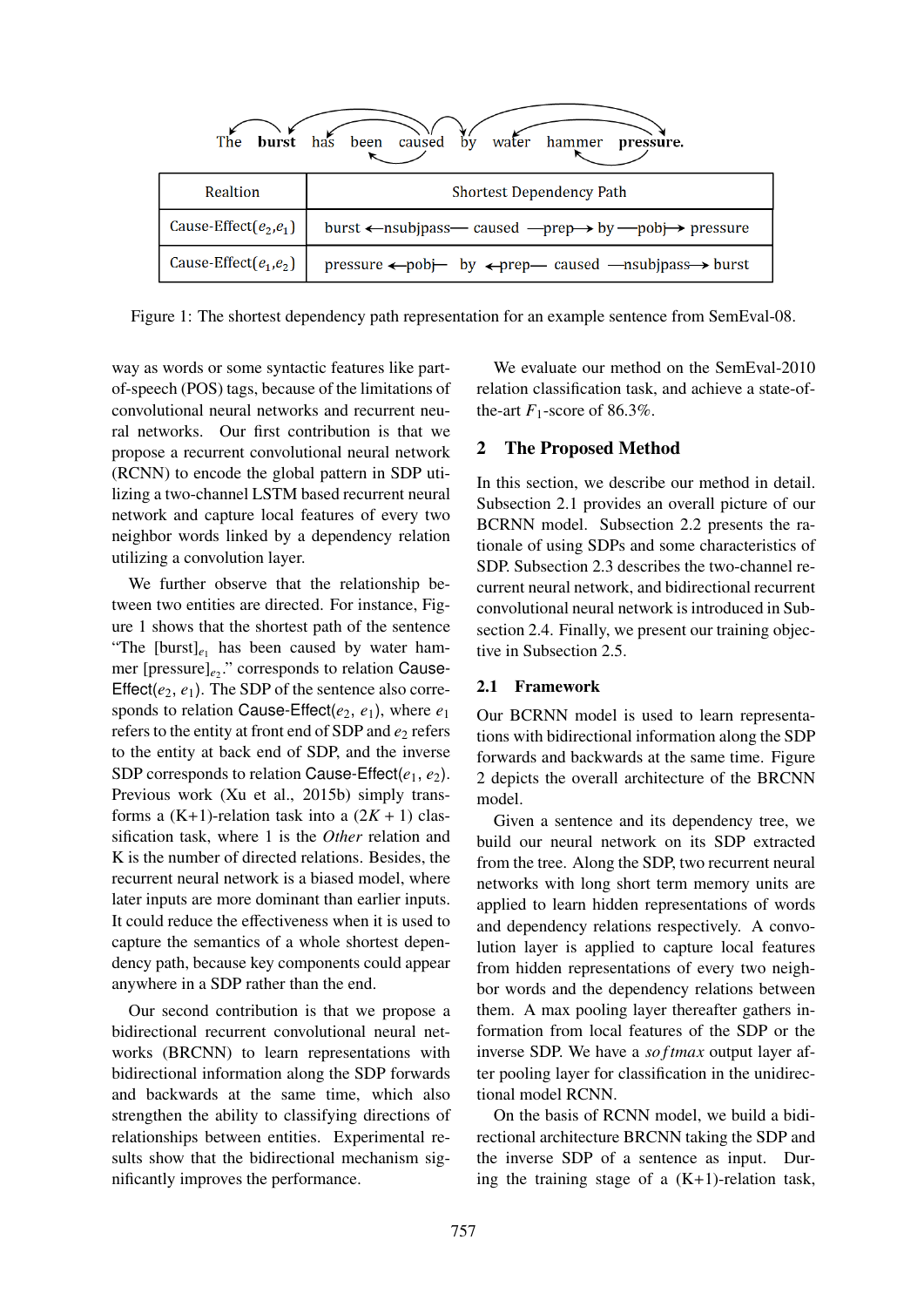The **burst** has been caused by water hammer **pressure.**

| Realtion | Shortest Dependency Path |
| --- | --- |
| Cause-Effect($e_2$,$e_1$) | burst ←nsubjpass— caused —prep→ by —pobj→ pressure |
| Cause-Effect($e_1$,$e_2$) | pressure ←pobj— by ←prep— caused —nsubjpass→ burst |

Figure 1: The shortest dependency path representation for an example sentence from SemEval-08.

way as words or some syntactic features like part-of-speech (POS) tags, because of the limitations of convolutional neural networks and recurrent neural networks. Our first contribution is that we propose a recurrent convolutional neural network (RCNN) to encode the global pattern in SDP utilizing a two-channel LSTM based recurrent neural network and capture local features of every two neighbor words linked by a dependency relation utilizing a convolution layer.

We further observe that the relationship between two entities are directed. For instance, Figure 1 shows that the shortest path of the sentence "The [burst]$_{e_1}$ has been caused by water hammer [pressure]$_{e_2}$." corresponds to relation Cause-Effect($e_2$, $e_1$). The SDP of the sentence also corresponds to relation Cause-Effect($e_2$, $e_1$), where $e_1$ refers to the entity at front end of SDP and $e_2$ refers to the entity at back end of SDP, and the inverse SDP corresponds to relation Cause-Effect($e_1$, $e_2$). Previous work (Xu et al., 2015b) simply transforms a (K+1)-relation task into a $(2K + 1)$ classification task, where 1 is the *Other* relation and K is the number of directed relations. Besides, the recurrent neural network is a biased model, where later inputs are more dominant than earlier inputs. It could reduce the effectiveness when it is used to capture the semantics of a whole shortest dependency path, because key components could appear anywhere in a SDP rather than the end.

Our second contribution is that we propose a bidirectional recurrent convolutional neural networks (BRCNN) to learn representations with bidirectional information along the SDP forwards and backwards at the same time, which also strengthen the ability to classifying directions of relationships between entities. Experimental results show that the bidirectional mechanism significantly improves the performance.

We evaluate our method on the SemEval-2010 relation classification task, and achieve a state-of-the-art $F_1$-score of 86.3%.

## 2 The Proposed Method

In this section, we describe our method in detail. Subsection 2.1 provides an overall picture of our BCRNN model. Subsection 2.2 presents the rationale of using SDPs and some characteristics of SDP. Subsection 2.3 describes the two-channel recurrent neural network, and bidirectional recurrent convolutional neural network is introduced in Subsection 2.4. Finally, we present our training objective in Subsection 2.5.

### 2.1 Framework

Our BCRNN model is used to learn representations with bidirectional information along the SDP forwards and backwards at the same time. Figure 2 depicts the overall architecture of the BRCNN model.

Given a sentence and its dependency tree, we build our neural network on its SDP extracted from the tree. Along the SDP, two recurrent neural networks with long short term memory units are applied to learn hidden representations of words and dependency relations respectively. A convolution layer is applied to capture local features from hidden representations of every two neighbor words and the dependency relations between them. A max pooling layer thereafter gathers information from local features of the SDP or the inverse SDP. We have a $softmax$ output layer after pooling layer for classification in the unidirectional model RCNN.

On the basis of RCNN model, we build a bidirectional architecture BRCNN taking the SDP and the inverse SDP of a sentence as input. During the training stage of a (K+1)-relation task,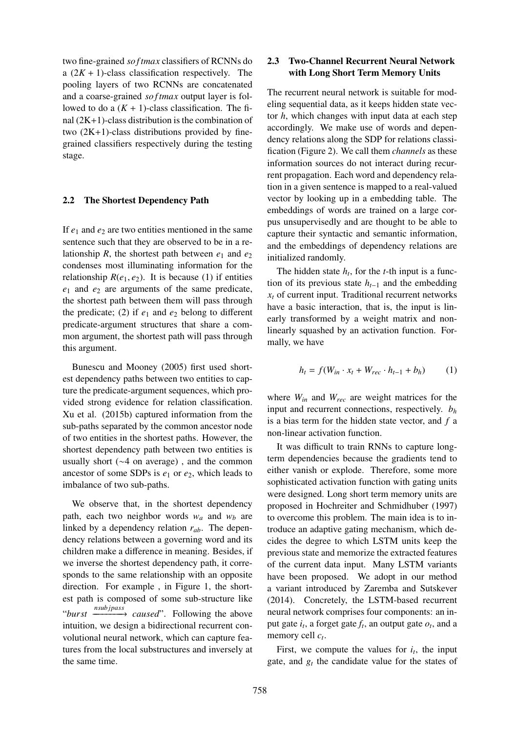two fine-grained *softmax* classifiers of RCNNs do a $(2K + 1)$-class classification respectively. The pooling layers of two RCNNs are concatenated and a coarse-grained *softmax* output layer is followed to do a $(K + 1)$-class classification. The final (2K+1)-class distribution is the combination of two (2K+1)-class distributions provided by fine-grained classifiers respectively during the testing stage.

### 2.2 The Shortest Dependency Path

If $e_1$ and $e_2$ are two entities mentioned in the same sentence such that they are observed to be in a relationship $R$, the shortest path between $e_1$ and $e_2$ condenses most illuminating information for the relationship $R(e_1, e_2)$. It is because (1) if entities $e_1$ and $e_2$ are arguments of the same predicate, the shortest path between them will pass through the predicate; (2) if $e_1$ and $e_2$ belong to different predicate-argument structures that share a common argument, the shortest path will pass through this argument.

Bunescu and Mooney (2005) first used shortest dependency paths between two entities to capture the predicate-argument sequences, which provided strong evidence for relation classification. Xu et al. (2015b) captured information from the sub-paths separated by the common ancestor node of two entities in the shortest paths. However, the shortest dependency path between two entities is usually short (~4 on average) , and the common ancestor of some SDPs is $e_1$ or $e_2$, which leads to imbalance of two sub-paths.

We observe that, in the shortest dependency path, each two neighbor words $w_a$ and $w_b$ are linked by a dependency relation $r_{ab}$. The dependency relations between a governing word and its children make a difference in meaning. Besides, if we inverse the shortest dependency path, it corresponds to the same relationship with an opposite direction. For example , in Figure 1, the shortest path is composed of some sub-structure like "*burst* $\xrightarrow{nsubjpass}$ *caused*". Following the above intuition, we design a bidirectional recurrent convolutional neural network, which can capture features from the local substructures and inversely at the same time.

### 2.3 Two-Channel Recurrent Neural Network with Long Short Term Memory Units

The recurrent neural network is suitable for modeling sequential data, as it keeps hidden state vector $h$, which changes with input data at each step accordingly. We make use of words and dependency relations along the SDP for relations classification (Figure 2). We call them *channels* as these information sources do not interact during recurrent propagation. Each word and dependency relation in a given sentence is mapped to a real-valued vector by looking up in a embedding table. The embeddings of words are trained on a large corpus unsupervisedly and are thought to be able to capture their syntactic and semantic information, and the embeddings of dependency relations are initialized randomly.

The hidden state $h_t$, for the $t$-th input is a function of its previous state $h_{t-1}$ and the embedding $x_t$ of current input. Traditional recurrent networks have a basic interaction, that is, the input is linearly transformed by a weight matrix and nonlinearly squashed by an activation function. Formally, we have

$$h_t = f(W_{in} \cdot x_t + W_{rec} \cdot h_{t-1} + b_h) \quad (1)$$

where $W_{in}$ and $W_{rec}$ are weight matrices for the input and recurrent connections, respectively. $b_h$ is a bias term for the hidden state vector, and $f$ a non-linear activation function.

It was difficult to train RNNs to capture long-term dependencies because the gradients tend to either vanish or explode. Therefore, some more sophisticated activation function with gating units were designed. Long short term memory units are proposed in Hochreiter and Schmidhuber (1997) to overcome this problem. The main idea is to introduce an adaptive gating mechanism, which decides the degree to which LSTM units keep the previous state and memorize the extracted features of the current data input. Many LSTM variants have been proposed. We adopt in our method a variant introduced by Zaremba and Sutskever (2014). Concretely, the LSTM-based recurrent neural network comprises four components: an input gate $i_t$, a forget gate $f_t$, an output gate $o_t$, and a memory cell $c_t$.

First, we compute the values for $i_t$, the input gate, and $g_t$ the candidate value for the states of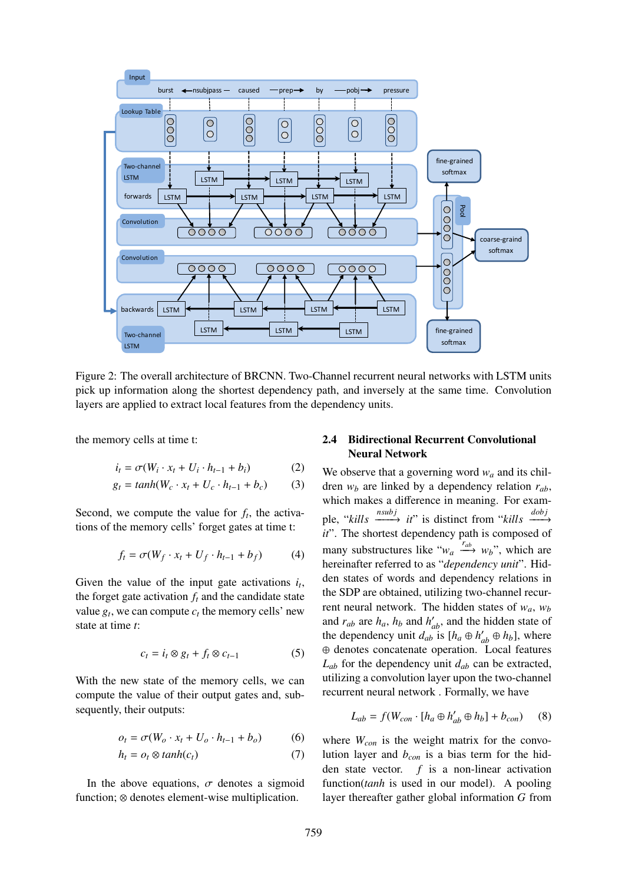Figure 2: The overall architecture of BRCNN. Two-Channel recurrent neural networks with LSTM units pick up information along the shortest dependency path, and inversely at the same time. Convolution layers are applied to extract local features from the dependency units.

the memory cells at time t:

$$i_t = \sigma(W_i \cdot x_t + U_i \cdot h_{t-1} + b_i) \quad (2)$$

$$g_t = tanh(W_c \cdot x_t + U_c \cdot h_{t-1} + b_c) \quad (3)$$

Second, we compute the value for $f_t$, the activations of the memory cells' forget gates at time t:

$$f_t = \sigma(W_f \cdot x_t + U_f \cdot h_{t-1} + b_f) \quad (4)$$

Given the value of the input gate activations $i_t$, the forget gate activation $f_t$ and the candidate state value $g_t$, we can compute $c_t$ the memory cells' new state at time $t$:

$$c_t = i_t \otimes g_t + f_t \otimes c_{t-1} \quad (5)$$

With the new state of the memory cells, we can compute the value of their output gates and, subsequently, their outputs:

$$o_t = \sigma(W_o \cdot x_t + U_o \cdot h_{t-1} + b_o) \quad (6)$$

$$h_t = o_t \otimes tanh(c_t) \quad (7)$$

In the above equations, $\sigma$ denotes a sigmoid function; $\otimes$ denotes element-wise multiplication.

## 2.4 Bidirectional Recurrent Convolutional Neural Network

We observe that a governing word $w_a$ and its children $w_b$ are linked by a dependency relation $r_{ab}$, which makes a difference in meaning. For example, "*kills* $\xrightarrow{nsubj}$ *it*" is distinct from "*kills* $\xrightarrow{dobj}$ *it*". The shortest dependency path is composed of many substructures like "$w_a \xrightarrow{r_{ab}} w_b$", which are hereinafter referred to as "*dependency unit*". Hidden states of words and dependency relations in the SDP are obtained, utilizing two-channel recurrent neural network. The hidden states of $w_a$, $w_b$ and $r_{ab}$ are $h_a$, $h_b$ and $h'_{ab}$, and the hidden state of the dependency unit $d_{ab}$ is $[h_a \oplus h'_{ab} \oplus h_b]$, where $\oplus$ denotes concatenate operation. Local features $L_{ab}$ for the dependency unit $d_{ab}$ can be extracted, utilizing a convolution layer upon the two-channel recurrent neural network . Formally, we have

$$L_{ab} = f(W_{con} \cdot [h_a \oplus h'_{ab} \oplus h_b] + b_{con}) \quad (8)$$

where $W_{con}$ is the weight matrix for the convolution layer and $b_{con}$ is a bias term for the hidden state vector. $f$ is a non-linear activation function(*tanh* is used in our model). A pooling layer thereafter gather global information $G$ from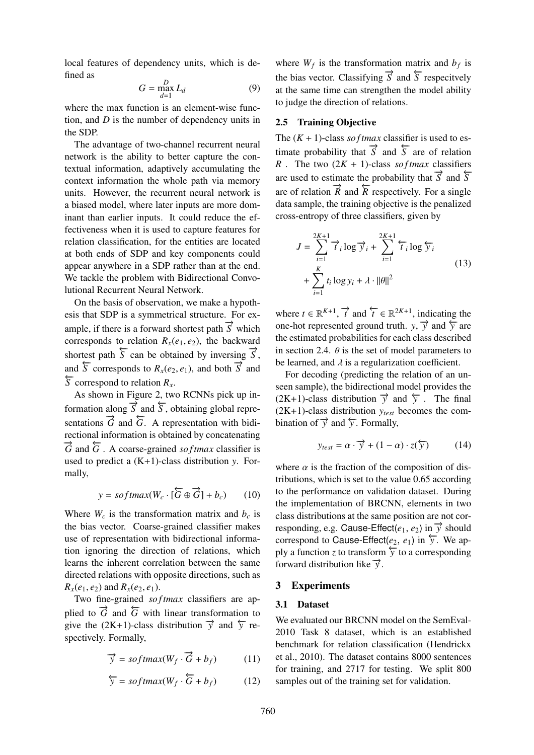local features of dependency units, which is defined as

$$G = \max_{d=1}^{D} L_d \tag{9}$$

where the max function is an element-wise function, and $D$ is the number of dependency units in the SDP.

The advantage of two-channel recurrent neural network is the ability to better capture the contextual information, adaptively accumulating the context information the whole path via memory units. However, the recurrent neural network is a biased model, where later inputs are more dominant than earlier inputs. It could reduce the effectiveness when it is used to capture features for relation classification, for the entities are located at both ends of SDP and key components could appear anywhere in a SDP rather than at the end. We tackle the problem with Bidirectional Convolutional Recurrent Neural Network.

On the basis of observation, we make a hypothesis that SDP is a symmetrical structure. For example, if there is a forward shortest path $\overrightarrow{S}$ which corresponds to relation $R_x(e_1, e_2)$, the backward shortest path $\overleftarrow{S}$ can be obtained by inversing $\overrightarrow{S}$, and $\overleftarrow{S}$ corresponds to $R_x(e_2, e_1)$, and both $\overrightarrow{S}$ and $\overleftarrow{S}$ correspond to relation $R_x$.

As shown in Figure 2, two RCNNs pick up information along $\overrightarrow{S}$ and $\overleftarrow{S}$, obtaining global representations $\overrightarrow{G}$ and $\overleftarrow{G}$. A representation with bidirectional information is obtained by concatenating $\overrightarrow{G}$ and $\overleftarrow{G}$. A coarse-grained *softmax* classifier is used to predict a (K+1)-class distribution $y$. Formally,

$$y = softmax(W_c \cdot [\overleftarrow{G} \oplus \overrightarrow{G}] + b_c) \tag{10}$$

Where $W_c$ is the transformation matrix and $b_c$ is the bias vector. Coarse-grained classifier makes use of representation with bidirectional information ignoring the direction of relations, which learns the inherent correlation between the same directed relations with opposite directions, such as $R_x(e_1, e_2)$ and $R_x(e_2, e_1)$.

Two fine-grained *softmax* classifiers are applied to $\overrightarrow{G}$ and $\overleftarrow{G}$ with linear transformation to give the (2K+1)-class distribution $\overrightarrow{y}$ and $\overleftarrow{y}$ respectively. Formally,

$$\overrightarrow{y} = softmax(W_f \cdot \overrightarrow{G} + b_f) \tag{11}$$

$$\overleftarrow{y} = softmax(W_f \cdot \overleftarrow{G} + b_f) \tag{12}$$

where $W_f$ is the transformation matrix and $b_f$ is the bias vector. Classifying $\overrightarrow{S}$ and $\overleftarrow{S}$ respecitvely at the same time can strengthen the model ability to judge the direction of relations.

## 2.5 Training Objective

The $(K + 1)$-class *softmax* classifier is used to estimate probability that $\overrightarrow{S}$ and $\overleftarrow{S}$ are of relation $R$. The two $(2K + 1)$-class *softmax* classifiers are used to estimate the probability that $\overrightarrow{S}$ and $\overleftarrow{S}$ are of relation $\overrightarrow{R}$ and $\overleftarrow{R}$ respectively. For a single data sample, the training objective is the penalized cross-entropy of three classifiers, given by

$$\begin{aligned} J = &\sum_{i=1}^{2K+1} \overrightarrow{t}_i \log \overrightarrow{y}_i + \sum_{i=1}^{2K+1} \overleftarrow{t}_i \log \overleftarrow{y}_i \\ &+ \sum_{i=1}^{K} t_i \log y_i + \lambda \cdot \|\theta\|^2 \end{aligned} \tag{13}$$

where $t \in \mathbb{R}^{K+1}$, $\overrightarrow{t}$ and $\overleftarrow{t} \in \mathbb{R}^{2K+1}$, indicating the one-hot represented ground truth. $y$, $\overrightarrow{y}$ and $\overleftarrow{y}$ are the estimated probabilities for each class described in section 2.4. $\theta$ is the set of model parameters to be learned, and $\lambda$ is a regularization coefficient.

For decoding (predicting the relation of an unseen sample), the bidirectional model provides the (2K+1)-class distribution $\overrightarrow{y}$ and $\overleftarrow{y}$. The final (2K+1)-class distribution $y_{test}$ becomes the combination of $\overrightarrow{y}$ and $\overleftarrow{y}$. Formally,

$$y_{test} = \alpha \cdot \overrightarrow{y} + (1 - \alpha) \cdot z(\overleftarrow{y}) \tag{14}$$

where $\alpha$ is the fraction of the composition of distributions, which is set to the value 0.65 according to the performance on validation dataset. During the implementation of BRCNN, elements in two class distributions at the same position are not corresponding, e.g. Cause-Effect($e_1$, $e_2$) in $\overrightarrow{y}$ should correspond to Cause-Effect($e_2$, $e_1$) in $\overleftarrow{y}$. We apply a function $z$ to transform $\overleftarrow{y}$ to a corresponding forward distribution like $\overrightarrow{y}$.

# 3 Experiments

## 3.1 Dataset

We evaluated our BRCNN model on the SemEval-2010 Task 8 dataset, which is an established benchmark for relation classification (Hendrickx et al., 2010). The dataset contains 8000 sentences for training, and 2717 for testing. We split 800 samples out of the training set for validation.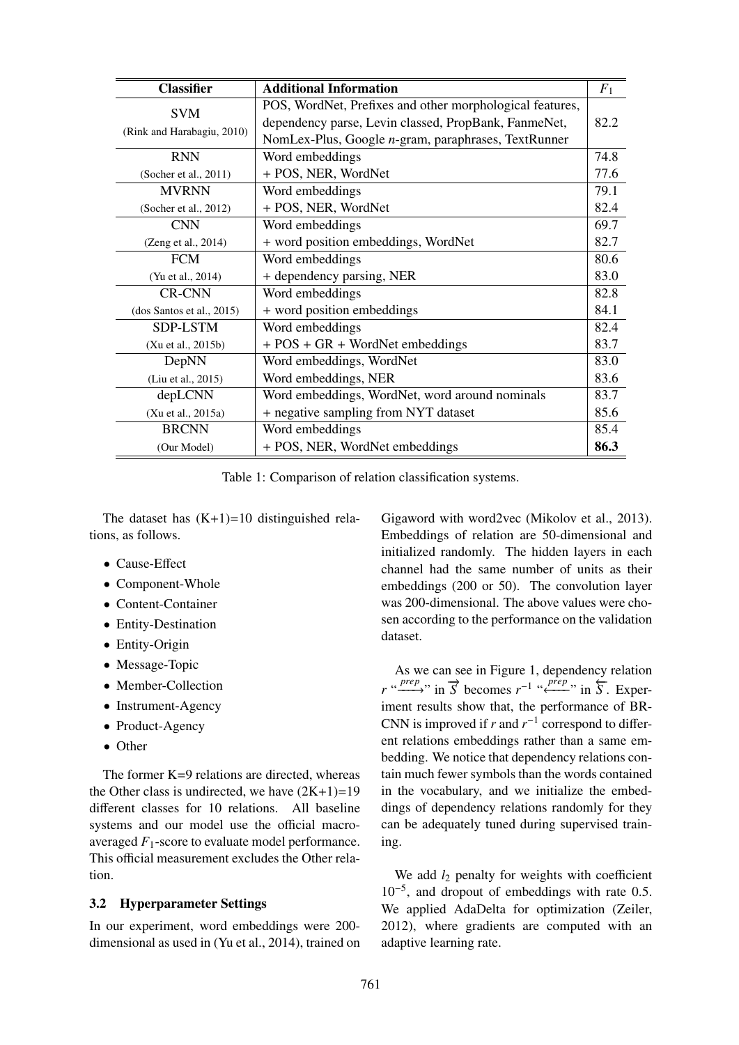| Classifier | Additional Information | $F_1$ |
|---|---|---|
| SVM (Rink and Harabagiu, 2010) | POS, WordNet, Prefixes and other morphological features, dependency parse, Levin classed, PropBank, FanmeNet, NomLex-Plus, Google *n*-gram, paraphrases, TextRunner | 82.2 |
| RNN | Word embeddings | 74.8 |
| (Socher et al., 2011) | + POS, NER, WordNet | 77.6 |
| MVRNN | Word embeddings | 79.1 |
| (Socher et al., 2012) | + POS, NER, WordNet | 82.4 |
| CNN | Word embeddings | 69.7 |
| (Zeng et al., 2014) | + word position embeddings, WordNet | 82.7 |
| FCM | Word embeddings | 80.6 |
| (Yu et al., 2014) | + dependency parsing, NER | 83.0 |
| CR-CNN | Word embeddings | 82.8 |
| (dos Santos et al., 2015) | + word position embeddings | 84.1 |
| SDP-LSTM | Word embeddings | 82.4 |
| (Xu et al., 2015b) | + POS + GR + WordNet embeddings | 83.7 |
| DepNN | Word embeddings, WordNet | 83.0 |
| (Liu et al., 2015) | Word embeddings, NER | 83.6 |
| depLCNN | Word embeddings, WordNet, word around nominals | 83.7 |
| (Xu et al., 2015a) | + negative sampling from NYT dataset | 85.6 |
| BRCNN | Word embeddings | 85.4 |
| (Our Model) | + POS, NER, WordNet embeddings | **86.3** |

Table 1: Comparison of relation classification systems.

The dataset has (K+1)=10 distinguished relations, as follows.

- Cause-Effect
- Component-Whole
- Content-Container
- Entity-Destination
- Entity-Origin
- Message-Topic
- Member-Collection
- Instrument-Agency
- Product-Agency
- Other

The former K=9 relations are directed, whereas the Other class is undirected, we have (2K+1)=19 different classes for 10 relations. All baseline systems and our model use the official macro-averaged $F_1$-score to evaluate model performance. This official measurement excludes the Other relation.

### 3.2 Hyperparameter Settings

In our experiment, word embeddings were 200-dimensional as used in (Yu et al., 2014), trained on Gigaword with word2vec (Mikolov et al., 2013). Embeddings of relation are 50-dimensional and initialized randomly. The hidden layers in each channel had the same number of units as their embeddings (200 or 50). The convolution layer was 200-dimensional. The above values were chosen according to the performance on the validation dataset.

As we can see in Figure 1, dependency relation $r$ "$\xrightarrow{prep}$" in $\overrightarrow{S}$ becomes $r^{-1}$ "$\xleftarrow{prep}$" in $\overleftarrow{S}$. Experiment results show that, the performance of BRCNN is improved if $r$ and $r^{-1}$ correspond to different relations embeddings rather than a same embedding. We notice that dependency relations contain much fewer symbols than the words contained in the vocabulary, and we initialize the embeddings of dependency relations randomly for they can be adequately tuned during supervised training.

We add $l_2$ penalty for weights with coefficient $10^{-5}$, and dropout of embeddings with rate 0.5. We applied AdaDelta for optimization (Zeiler, 2012), where gradients are computed with an adaptive learning rate.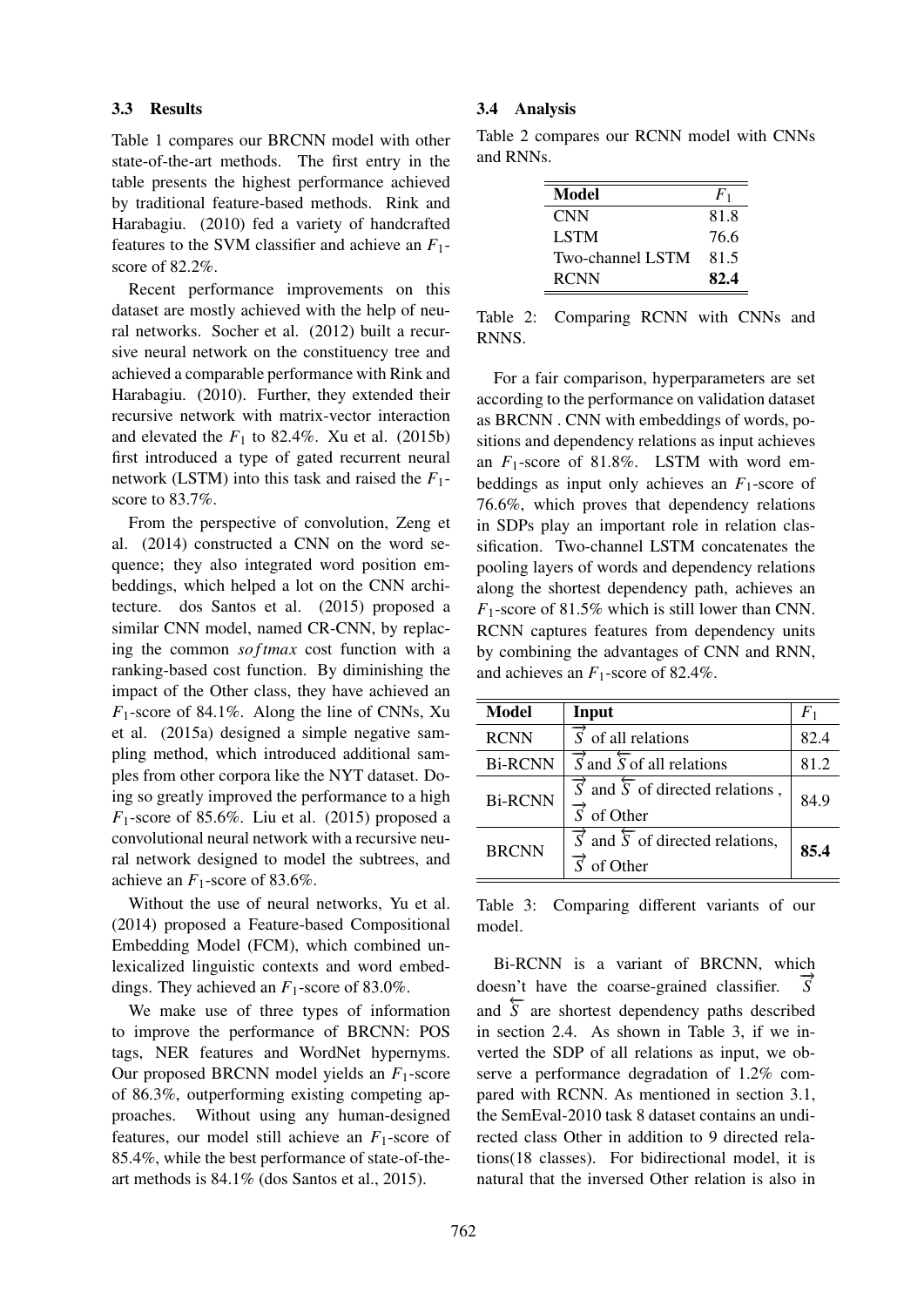### 3.3 Results

Table 1 compares our BRCNN model with other state-of-the-art methods. The first entry in the table presents the highest performance achieved by traditional feature-based methods. Rink and Harabagiu. (2010) fed a variety of handcrafted features to the SVM classifier and achieve an $F_1$-score of 82.2%.

Recent performance improvements on this dataset are mostly achieved with the help of neural networks. Socher et al. (2012) built a recursive neural network on the constituency tree and achieved a comparable performance with Rink and Harabagiu. (2010). Further, they extended their recursive network with matrix-vector interaction and elevated the $F_1$ to 82.4%. Xu et al. (2015b) first introduced a type of gated recurrent neural network (LSTM) into this task and raised the $F_1$-score to 83.7%.

From the perspective of convolution, Zeng et al. (2014) constructed a CNN on the word sequence; they also integrated word position embeddings, which helped a lot on the CNN architecture. dos Santos et al. (2015) proposed a similar CNN model, named CR-CNN, by replacing the common $softmax$ cost function with a ranking-based cost function. By diminishing the impact of the Other class, they have achieved an $F_1$-score of 84.1%. Along the line of CNNs, Xu et al. (2015a) designed a simple negative sampling method, which introduced additional samples from other corpora like the NYT dataset. Doing so greatly improved the performance to a high $F_1$-score of 85.6%. Liu et al. (2015) proposed a convolutional neural network with a recursive neural network designed to model the subtrees, and achieve an $F_1$-score of 83.6%.

Without the use of neural networks, Yu et al. (2014) proposed a Feature-based Compositional Embedding Model (FCM), which combined unlexicalized linguistic contexts and word embeddings. They achieved an $F_1$-score of 83.0%.

We make use of three types of information to improve the performance of BRCNN: POS tags, NER features and WordNet hypernyms. Our proposed BRCNN model yields an $F_1$-score of 86.3%, outperforming existing competing approaches. Without using any human-designed features, our model still achieve an $F_1$-score of 85.4%, while the best performance of state-of-the-art methods is 84.1% (dos Santos et al., 2015).

### 3.4 Analysis

Table 2 compares our RCNN model with CNNs and RNNs.

| Model | $F_1$ |
|---|---|
| CNN | 81.8 |
| LSTM | 76.6 |
| Two-channel LSTM | 81.5 |
| RCNN | **82.4** |

Table 2: Comparing RCNN with CNNs and RNNS.

For a fair comparison, hyperparameters are set according to the performance on validation dataset as BRCNN . CNN with embeddings of words, positions and dependency relations as input achieves an $F_1$-score of 81.8%. LSTM with word embeddings as input only achieves an $F_1$-score of 76.6%, which proves that dependency relations in SDPs play an important role in relation classification. Two-channel LSTM concatenates the pooling layers of words and dependency relations along the shortest dependency path, achieves an $F_1$-score of 81.5% which is still lower than CNN. RCNN captures features from dependency units by combining the advantages of CNN and RNN, and achieves an $F_1$-score of 82.4%.

| Model | Input | $F_1$ |
|---|---|---|
| RCNN | $\overrightarrow{S}$ of all relations | 82.4 |
| Bi-RCNN | $\overrightarrow{S}$ and $\overleftarrow{S}$ of all relations | 81.2 |
| Bi-RCNN | $\overrightarrow{S}$ and $\overleftarrow{S}$ of directed relations , $\overrightarrow{S}$ of Other | 84.9 |
| BRCNN | $\overrightarrow{S}$ and $\overleftarrow{S}$ of directed relations, $\overrightarrow{S}$ of Other | **85.4** |

Table 3: Comparing different variants of our model.

Bi-RCNN is a variant of BRCNN, which doesn't have the coarse-grained classifier. $\overrightarrow{S}$ and $\overleftarrow{S}$ are shortest dependency paths described in section 2.4. As shown in Table 3, if we inverted the SDP of all relations as input, we observe a performance degradation of 1.2% compared with RCNN. As mentioned in section 3.1, the SemEval-2010 task 8 dataset contains an undirected class Other in addition to 9 directed relations(18 classes). For bidirectional model, it is natural that the inversed Other relation is also in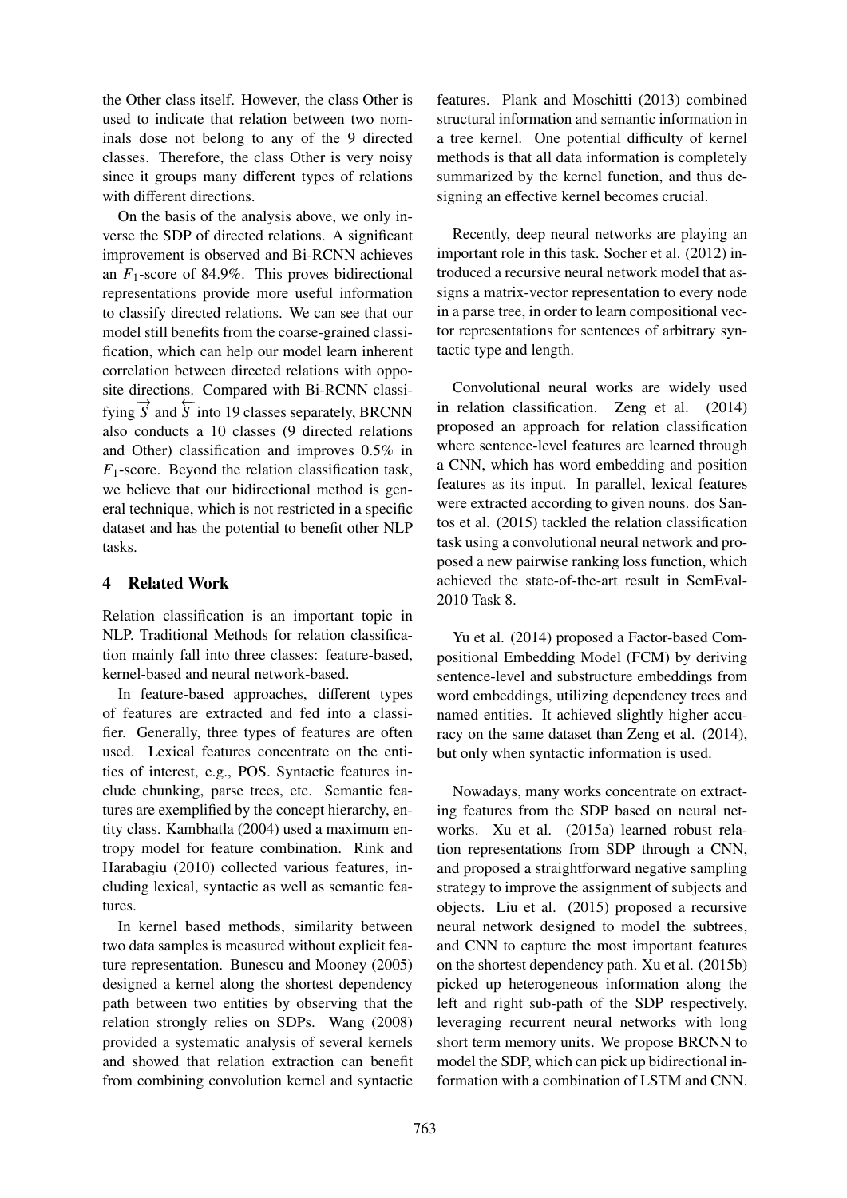the Other class itself. However, the class Other is used to indicate that relation between two nominals dose not belong to any of the 9 directed classes. Therefore, the class Other is very noisy since it groups many different types of relations with different directions.

On the basis of the analysis above, we only inverse the SDP of directed relations. A significant improvement is observed and Bi-RCNN achieves an $F_1$-score of 84.9%. This proves bidirectional representations provide more useful information to classify directed relations. We can see that our model still benefits from the coarse-grained classification, which can help our model learn inherent correlation between directed relations with opposite directions. Compared with Bi-RCNN classifying $\overrightarrow{S}$ and $\overleftarrow{S}$ into 19 classes separately, BRCNN also conducts a 10 classes (9 directed relations and Other) classification and improves 0.5% in $F_1$-score. Beyond the relation classification task, we believe that our bidirectional method is general technique, which is not restricted in a specific dataset and has the potential to benefit other NLP tasks.

## 4 Related Work

Relation classification is an important topic in NLP. Traditional Methods for relation classification mainly fall into three classes: feature-based, kernel-based and neural network-based.

In feature-based approaches, different types of features are extracted and fed into a classifier. Generally, three types of features are often used. Lexical features concentrate on the entities of interest, e.g., POS. Syntactic features include chunking, parse trees, etc. Semantic features are exemplified by the concept hierarchy, entity class. Kambhatla (2004) used a maximum entropy model for feature combination. Rink and Harabagiu (2010) collected various features, including lexical, syntactic as well as semantic features.

In kernel based methods, similarity between two data samples is measured without explicit feature representation. Bunescu and Mooney (2005) designed a kernel along the shortest dependency path between two entities by observing that the relation strongly relies on SDPs. Wang (2008) provided a systematic analysis of several kernels and showed that relation extraction can benefit from combining convolution kernel and syntactic features. Plank and Moschitti (2013) combined structural information and semantic information in a tree kernel. One potential difficulty of kernel methods is that all data information is completely summarized by the kernel function, and thus designing an effective kernel becomes crucial.

Recently, deep neural networks are playing an important role in this task. Socher et al. (2012) introduced a recursive neural network model that assigns a matrix-vector representation to every node in a parse tree, in order to learn compositional vector representations for sentences of arbitrary syntactic type and length.

Convolutional neural works are widely used in relation classification. Zeng et al. (2014) proposed an approach for relation classification where sentence-level features are learned through a CNN, which has word embedding and position features as its input. In parallel, lexical features were extracted according to given nouns. dos Santos et al. (2015) tackled the relation classification task using a convolutional neural network and proposed a new pairwise ranking loss function, which achieved the state-of-the-art result in SemEval-2010 Task 8.

Yu et al. (2014) proposed a Factor-based Compositional Embedding Model (FCM) by deriving sentence-level and substructure embeddings from word embeddings, utilizing dependency trees and named entities. It achieved slightly higher accuracy on the same dataset than Zeng et al. (2014), but only when syntactic information is used.

Nowadays, many works concentrate on extracting features from the SDP based on neural networks. Xu et al. (2015a) learned robust relation representations from SDP through a CNN, and proposed a straightforward negative sampling strategy to improve the assignment of subjects and objects. Liu et al. (2015) proposed a recursive neural network designed to model the subtrees, and CNN to capture the most important features on the shortest dependency path. Xu et al. (2015b) picked up heterogeneous information along the left and right sub-path of the SDP respectively, leveraging recurrent neural networks with long short term memory units. We propose BRCNN to model the SDP, which can pick up bidirectional information with a combination of LSTM and CNN.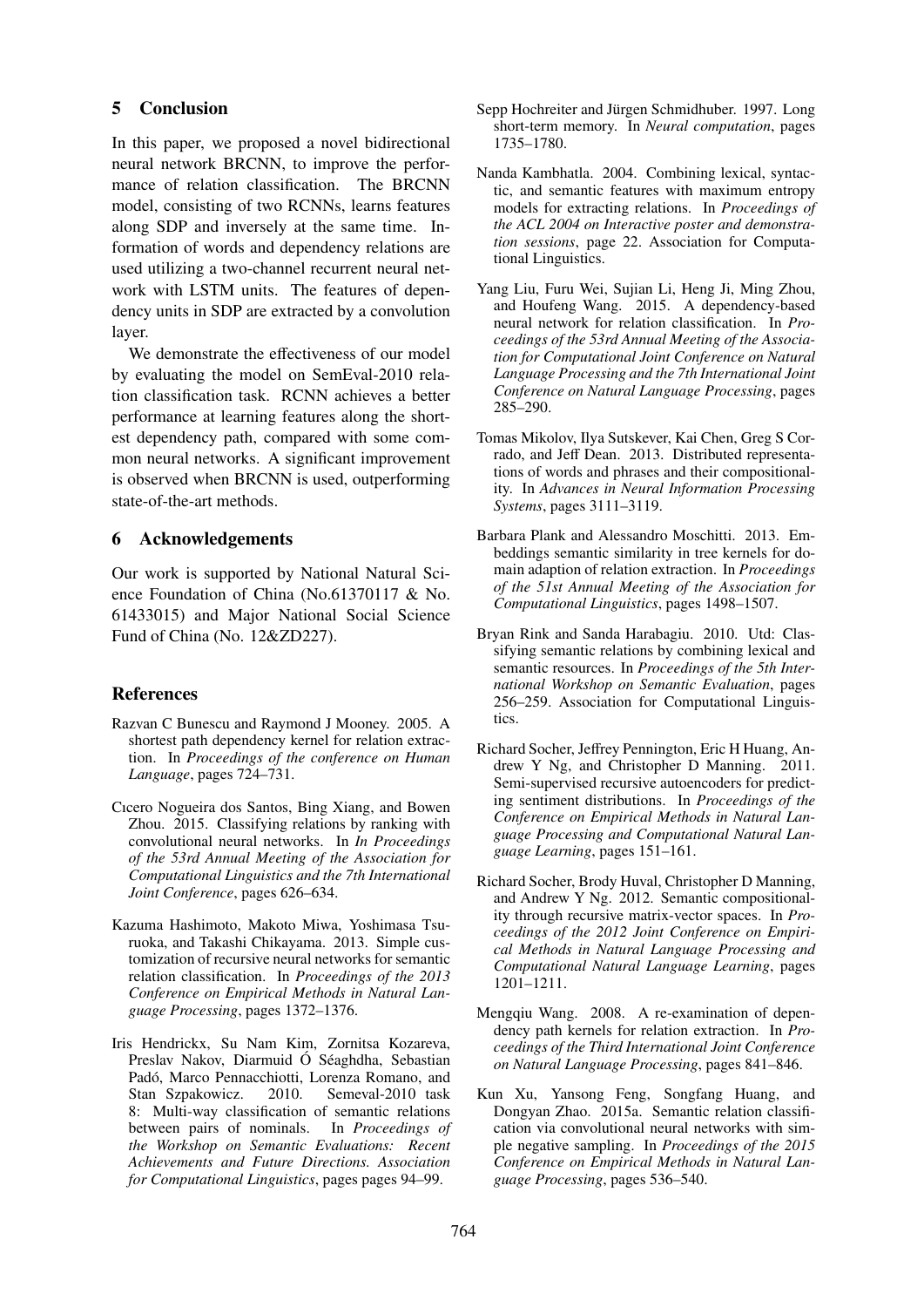## 5 Conclusion

In this paper, we proposed a novel bidirectional neural network BRCNN, to improve the performance of relation classification. The BRCNN model, consisting of two RCNNs, learns features along SDP and inversely at the same time. Information of words and dependency relations are used utilizing a two-channel recurrent neural network with LSTM units. The features of dependency units in SDP are extracted by a convolution layer.

We demonstrate the effectiveness of our model by evaluating the model on SemEval-2010 relation classification task. RCNN achieves a better performance at learning features along the shortest dependency path, compared with some common neural networks. A significant improvement is observed when BRCNN is used, outperforming state-of-the-art methods.

## 6 Acknowledgements

Our work is supported by National Natural Science Foundation of China (No.61370117 & No. 61433015) and Major National Social Science Fund of China (No. 12&ZD227).

## References

Razvan C Bunescu and Raymond J Mooney. 2005. A shortest path dependency kernel for relation extraction. In *Proceedings of the conference on Human Language*, pages 724–731.

Cıcero Nogueira dos Santos, Bing Xiang, and Bowen Zhou. 2015. Classifying relations by ranking with convolutional neural networks. In *In Proceedings of the 53rd Annual Meeting of the Association for Computational Linguistics and the 7th International Joint Conference*, pages 626–634.

Kazuma Hashimoto, Makoto Miwa, Yoshimasa Tsuruoka, and Takashi Chikayama. 2013. Simple customization of recursive neural networks for semantic relation classification. In *Proceedings of the 2013 Conference on Empirical Methods in Natural Language Processing*, pages 1372–1376.

Iris Hendrickx, Su Nam Kim, Zornitsa Kozareva, Preslav Nakov, Diarmuid Ó Séaghdha, Sebastian Padó, Marco Pennacchiotti, Lorenza Romano, and Stan Szpakowicz. 2010. Semeval-2010 task 8: Multi-way classification of semantic relations between pairs of nominals. In *Proceedings of the Workshop on Semantic Evaluations: Recent Achievements and Future Directions. Association for Computational Linguistics*, pages pages 94–99.

Sepp Hochreiter and Jürgen Schmidhuber. 1997. Long short-term memory. In *Neural computation*, pages 1735–1780.

Nanda Kambhatla. 2004. Combining lexical, syntactic, and semantic features with maximum entropy models for extracting relations. In *Proceedings of the ACL 2004 on Interactive poster and demonstration sessions*, page 22. Association for Computational Linguistics.

Yang Liu, Furu Wei, Sujian Li, Heng Ji, Ming Zhou, and Houfeng Wang. 2015. A dependency-based neural network for relation classification. In *Proceedings of the 53rd Annual Meeting of the Association for Computational Joint Conference on Natural Language Processing and the 7th International Joint Conference on Natural Language Processing*, pages 285–290.

Tomas Mikolov, Ilya Sutskever, Kai Chen, Greg S Corrado, and Jeff Dean. 2013. Distributed representations of words and phrases and their compositionality. In *Advances in Neural Information Processing Systems*, pages 3111–3119.

Barbara Plank and Alessandro Moschitti. 2013. Embeddings semantic similarity in tree kernels for domain adaption of relation extraction. In *Proceedings of the 51st Annual Meeting of the Association for Computational Linguistics*, pages 1498–1507.

Bryan Rink and Sanda Harabagiu. 2010. Utd: Classifying semantic relations by combining lexical and semantic resources. In *Proceedings of the 5th International Workshop on Semantic Evaluation*, pages 256–259. Association for Computational Linguistics.

Richard Socher, Jeffrey Pennington, Eric H Huang, Andrew Y Ng, and Christopher D Manning. 2011. Semi-supervised recursive autoencoders for predicting sentiment distributions. In *Proceedings of the Conference on Empirical Methods in Natural Language Processing and Computational Natural Language Learning*, pages 151–161.

Richard Socher, Brody Huval, Christopher D Manning, and Andrew Y Ng. 2012. Semantic compositionality through recursive matrix-vector spaces. In *Proceedings of the 2012 Joint Conference on Empirical Methods in Natural Language Processing and Computational Natural Language Learning*, pages 1201–1211.

Mengqiu Wang. 2008. A re-examination of dependency path kernels for relation extraction. In *Proceedings of the Third International Joint Conference on Natural Language Processing*, pages 841–846.

Kun Xu, Yansong Feng, Songfang Huang, and Dongyan Zhao. 2015a. Semantic relation classification via convolutional neural networks with simple negative sampling. In *Proceedings of the 2015 Conference on Empirical Methods in Natural Language Processing*, pages 536–540.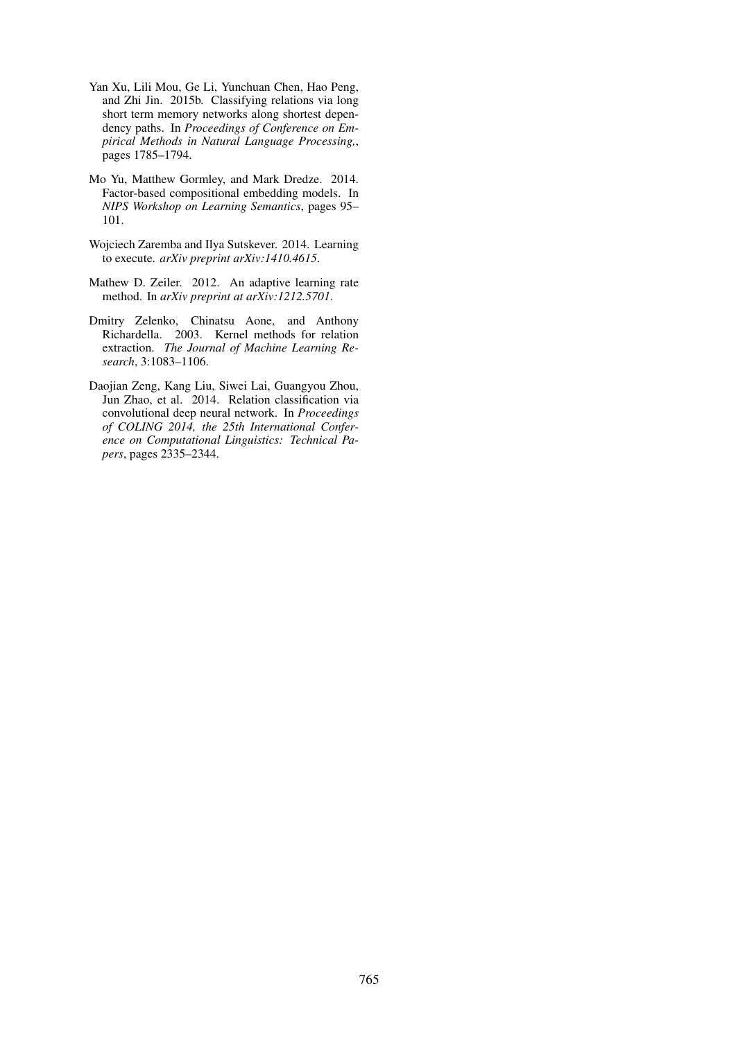Yan Xu, Lili Mou, Ge Li, Yunchuan Chen, Hao Peng, and Zhi Jin. 2015b. Classifying relations via long short term memory networks along shortest dependency paths. In *Proceedings of Conference on Empirical Methods in Natural Language Processing,*, pages 1785–1794.

Mo Yu, Matthew Gormley, and Mark Dredze. 2014. Factor-based compositional embedding models. In *NIPS Workshop on Learning Semantics*, pages 95–101.

Wojciech Zaremba and Ilya Sutskever. 2014. Learning to execute. *arXiv preprint arXiv:1410.4615*.

Mathew D. Zeiler. 2012. An adaptive learning rate method. In *arXiv preprint at arXiv:1212.5701*.

Dmitry Zelenko, Chinatsu Aone, and Anthony Richardella. 2003. Kernel methods for relation extraction. *The Journal of Machine Learning Research*, 3:1083–1106.

Daojian Zeng, Kang Liu, Siwei Lai, Guangyou Zhou, Jun Zhao, et al. 2014. Relation classification via convolutional deep neural network. In *Proceedings of COLING 2014, the 25th International Conference on Computational Linguistics: Technical Papers*, pages 2335–2344.